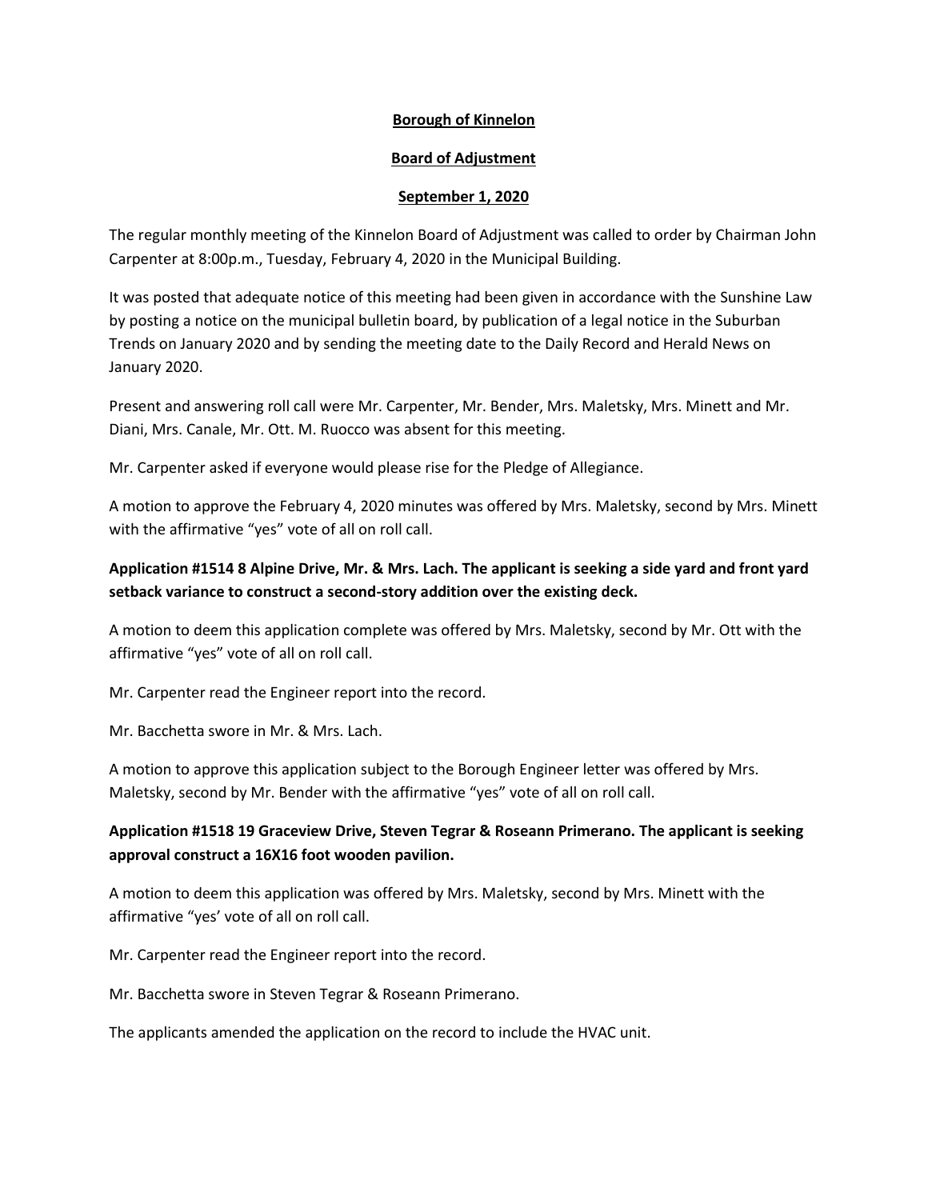**Borough of Kinnelon**

**Board of Adjustment**

**September 1, 2020**

The regular monthly meeting of the Kinnelon Board of Adjustment was called to order by Chairman John Carpenter at 8:00p.m., Tuesday, February 4, 2020 in the Municipal Building.

It was posted that adequate notice of this meeting had been given in accordance with the Sunshine Law by posting a notice on the municipal bulletin board, by publication of a legal notice in the Suburban Trends on January 2020 and by sending the meeting date to the Daily Record and Herald News on January 2020.

Present and answering roll call were Mr. Carpenter, Mr. Bender, Mrs. Maletsky, Mrs. Minett and Mr. Diani, Mrs. Canale, Mr. Ott. M. Ruocco was absent for this meeting.

Mr. Carpenter asked if everyone would please rise for the Pledge of Allegiance.

A motion to approve the February 4, 2020 minutes was offered by Mrs. Maletsky, second by Mrs. Minett with the affirmative "yes" vote of all on roll call.

**Application #1514 8 Alpine Drive, Mr. & Mrs. Lach. The applicant is seeking a side yard and front yard setback variance to construct a second-story addition over the existing deck.**

A motion to deem this application complete was offered by Mrs. Maletsky, second by Mr. Ott with the affirmative "yes" vote of all on roll call.

Mr. Carpenter read the Engineer report into the record.

Mr. Bacchetta swore in Mr. & Mrs. Lach.

A motion to approve this application subject to the Borough Engineer letter was offered by Mrs. Maletsky, second by Mr. Bender with the affirmative "yes" vote of all on roll call.

**Application #1518 19 Graceview Drive, Steven Tegrar & Roseann Primerano. The applicant is seeking approval construct a 16X16 foot wooden pavilion.**

A motion to deem this application was offered by Mrs. Maletsky, second by Mrs. Minett with the affirmative "yes' vote of all on roll call.

Mr. Carpenter read the Engineer report into the record.

Mr. Bacchetta swore in Steven Tegrar & Roseann Primerano.

The applicants amended the application on the record to include the HVAC unit.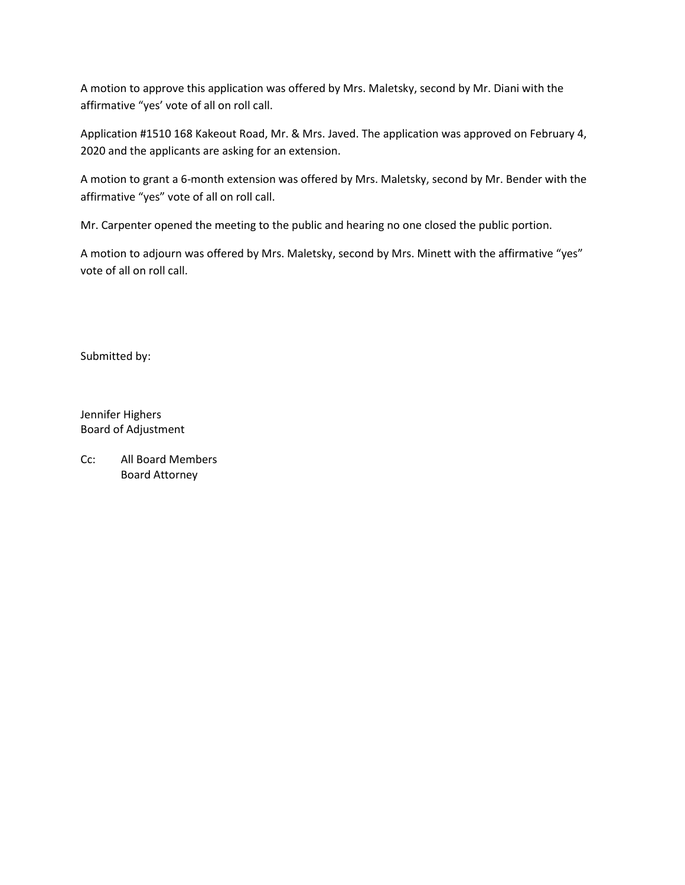A motion to approve this application was offered by Mrs. Maletsky, second by Mr. Diani with the affirmative "yes' vote of all on roll call.

Application #1510 168 Kakeout Road, Mr. & Mrs. Javed. The application was approved on February 4, 2020 and the applicants are asking for an extension.

A motion to grant a 6-month extension was offered by Mrs. Maletsky, second by Mr. Bender with the affirmative "yes" vote of all on roll call.

Mr. Carpenter opened the meeting to the public and hearing no one closed the public portion.

A motion to adjourn was offered by Mrs. Maletsky, second by Mrs. Minett with the affirmative "yes" vote of all on roll call.

Submitted by:

Jennifer Highers
Board of Adjustment

Cc: All Board Members
Board Attorney